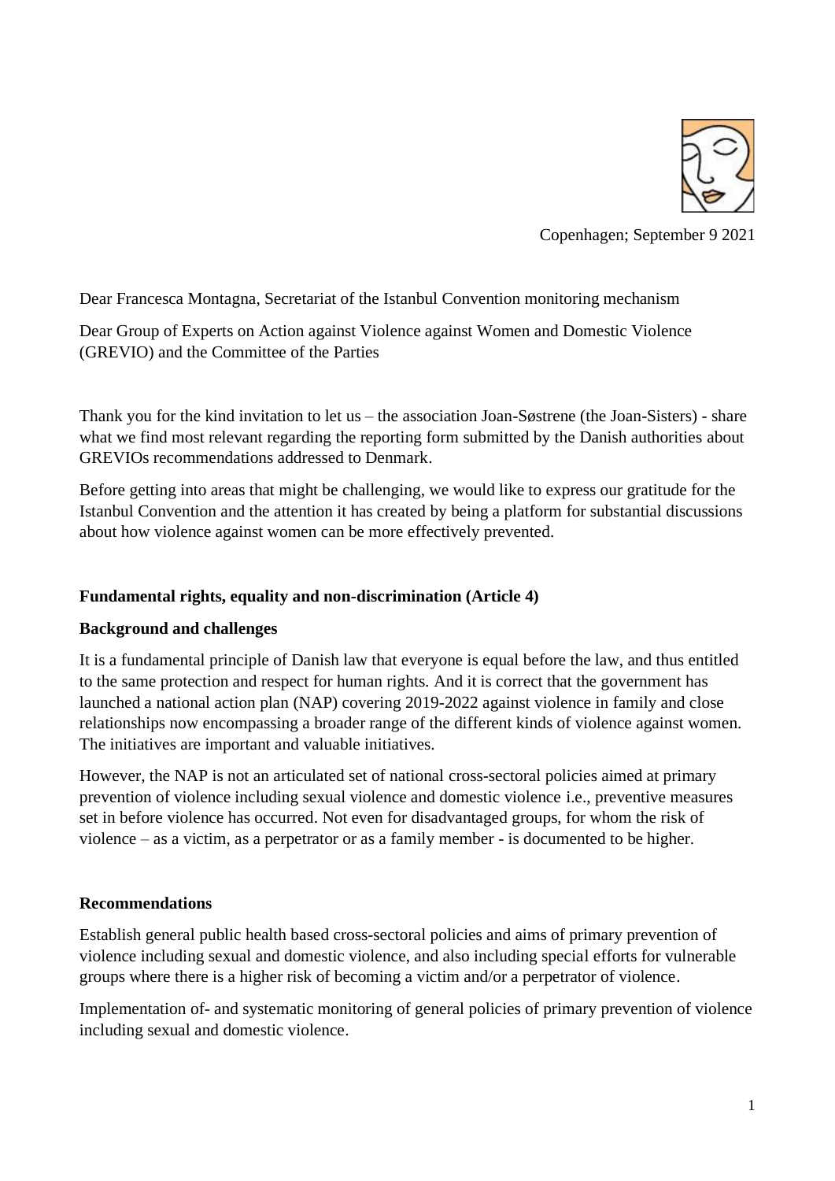Copenhagen; September 9 2021

Dear Francesca Montagna, Secretariat of the Istanbul Convention monitoring mechanism

Dear Group of Experts on Action against Violence against Women and Domestic Violence (GREVIO) and the Committee of the Parties

Thank you for the kind invitation to let us – the association Joan-Søstrene (the Joan-Sisters) - share what we find most relevant regarding the reporting form submitted by the Danish authorities about GREVIOs recommendations addressed to Denmark.

Before getting into areas that might be challenging, we would like to express our gratitude for the Istanbul Convention and the attention it has created by being a platform for substantial discussions about how violence against women can be more effectively prevented.

**Fundamental rights, equality and non-discrimination (Article 4)**

**Background and challenges**

It is a fundamental principle of Danish law that everyone is equal before the law, and thus entitled to the same protection and respect for human rights. And it is correct that the government has launched a national action plan (NAP) covering 2019-2022 against violence in family and close relationships now encompassing a broader range of the different kinds of violence against women. The initiatives are important and valuable initiatives.

However, the NAP is not an articulated set of national cross-sectoral policies aimed at primary prevention of violence including sexual violence and domestic violence i.e., preventive measures set in before violence has occurred. Not even for disadvantaged groups, for whom the risk of violence – as a victim, as a perpetrator or as a family member - is documented to be higher.

**Recommendations**

Establish general public health based cross-sectoral policies and aims of primary prevention of violence including sexual and domestic violence, and also including special efforts for vulnerable groups where there is a higher risk of becoming a victim and/or a perpetrator of violence.

Implementation of- and systematic monitoring of general policies of primary prevention of violence including sexual and domestic violence.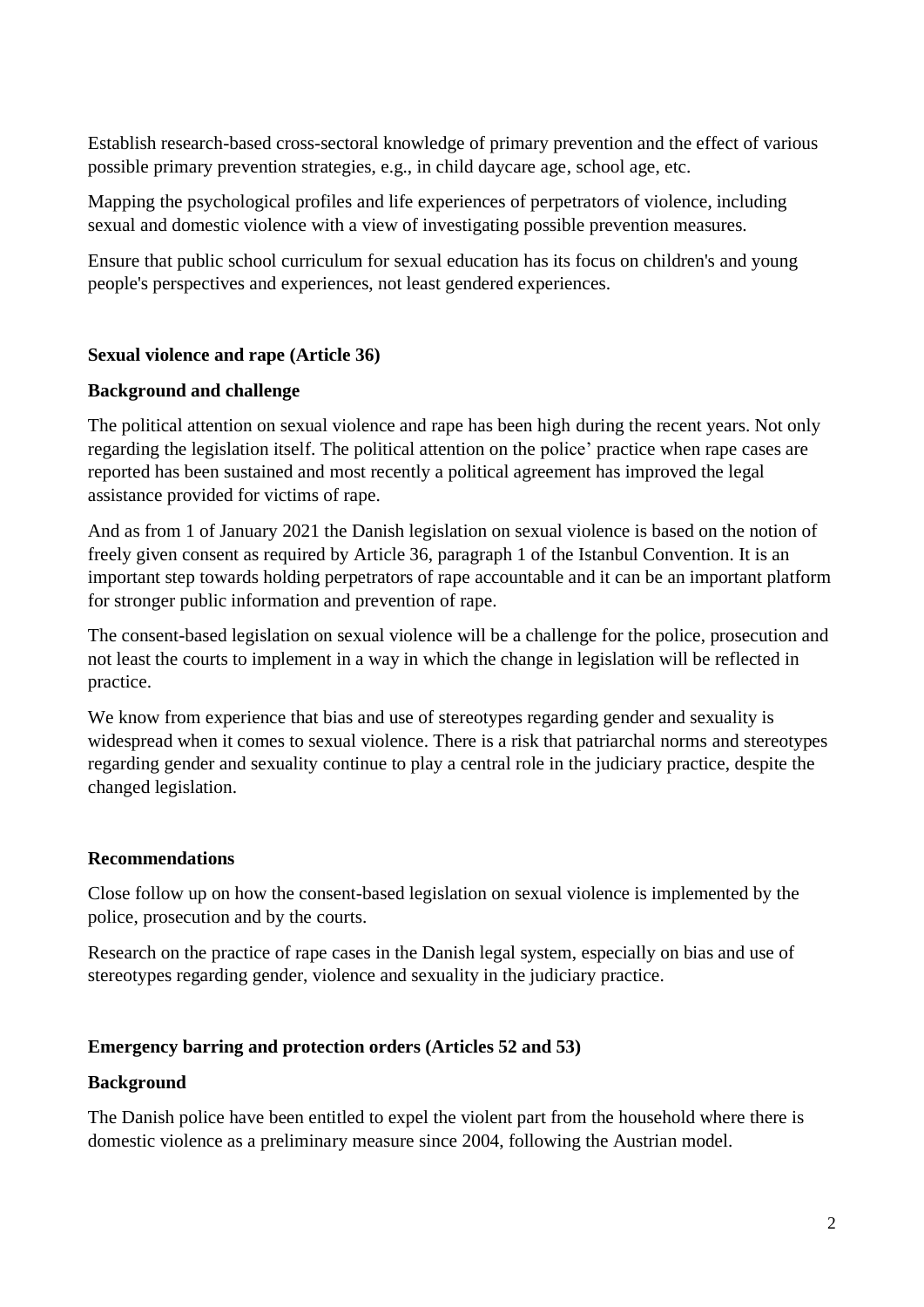Establish research-based cross-sectoral knowledge of primary prevention and the effect of various possible primary prevention strategies, e.g., in child daycare age, school age, etc.

Mapping the psychological profiles and life experiences of perpetrators of violence, including sexual and domestic violence with a view of investigating possible prevention measures.

Ensure that public school curriculum for sexual education has its focus on children's and young people's perspectives and experiences, not least gendered experiences.

**Sexual violence and rape (Article 36)**

**Background and challenge**

The political attention on sexual violence and rape has been high during the recent years. Not only regarding the legislation itself. The political attention on the police' practice when rape cases are reported has been sustained and most recently a political agreement has improved the legal assistance provided for victims of rape.

And as from 1 of January 2021 the Danish legislation on sexual violence is based on the notion of freely given consent as required by Article 36, paragraph 1 of the Istanbul Convention. It is an important step towards holding perpetrators of rape accountable and it can be an important platform for stronger public information and prevention of rape.

The consent-based legislation on sexual violence will be a challenge for the police, prosecution and not least the courts to implement in a way in which the change in legislation will be reflected in practice.

We know from experience that bias and use of stereotypes regarding gender and sexuality is widespread when it comes to sexual violence. There is a risk that patriarchal norms and stereotypes regarding gender and sexuality continue to play a central role in the judiciary practice, despite the changed legislation.

**Recommendations**

Close follow up on how the consent-based legislation on sexual violence is implemented by the police, prosecution and by the courts.

Research on the practice of rape cases in the Danish legal system, especially on bias and use of stereotypes regarding gender, violence and sexuality in the judiciary practice.

**Emergency barring and protection orders (Articles 52 and 53)**

**Background**

The Danish police have been entitled to expel the violent part from the household where there is domestic violence as a preliminary measure since 2004, following the Austrian model.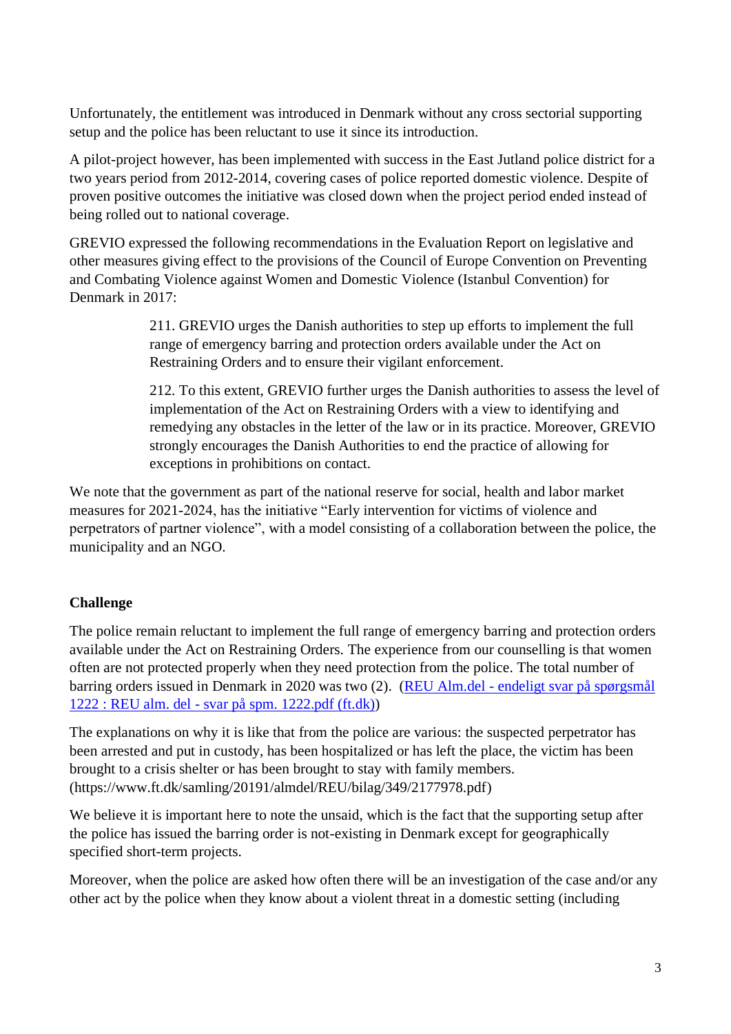Unfortunately, the entitlement was introduced in Denmark without any cross sectorial supporting setup and the police has been reluctant to use it since its introduction.

A pilot-project however, has been implemented with success in the East Jutland police district for a two years period from 2012-2014, covering cases of police reported domestic violence. Despite of proven positive outcomes the initiative was closed down when the project period ended instead of being rolled out to national coverage.

GREVIO expressed the following recommendations in the Evaluation Report on legislative and other measures giving effect to the provisions of the Council of Europe Convention on Preventing and Combating Violence against Women and Domestic Violence (Istanbul Convention) for Denmark in 2017:

> 211. GREVIO urges the Danish authorities to step up efforts to implement the full range of emergency barring and protection orders available under the Act on Restraining Orders and to ensure their vigilant enforcement.
>
> 212. To this extent, GREVIO further urges the Danish authorities to assess the level of implementation of the Act on Restraining Orders with a view to identifying and remedying any obstacles in the letter of the law or in its practice. Moreover, GREVIO strongly encourages the Danish Authorities to end the practice of allowing for exceptions in prohibitions on contact.

We note that the government as part of the national reserve for social, health and labor market measures for 2021-2024, has the initiative "Early intervention for victims of violence and perpetrators of partner violence", with a model consisting of a collaboration between the police, the municipality and an NGO.

**Challenge**

The police remain reluctant to implement the full range of emergency barring and protection orders available under the Act on Restraining Orders. The experience from our counselling is that women often are not protected properly when they need protection from the police. The total number of barring orders issued in Denmark in 2020 was two (2). (REU Alm.del - endeligt svar på spørgsmål 1222 : REU alm. del - svar på spm. 1222.pdf (ft.dk))

The explanations on why it is like that from the police are various: the suspected perpetrator has been arrested and put in custody, has been hospitalized or has left the place, the victim has been brought to a crisis shelter or has been brought to stay with family members. (https://www.ft.dk/samling/20191/almdel/REU/bilag/349/2177978.pdf)

We believe it is important here to note the unsaid, which is the fact that the supporting setup after the police has issued the barring order is not-existing in Denmark except for geographically specified short-term projects.

Moreover, when the police are asked how often there will be an investigation of the case and/or any other act by the police when they know about a violent threat in a domestic setting (including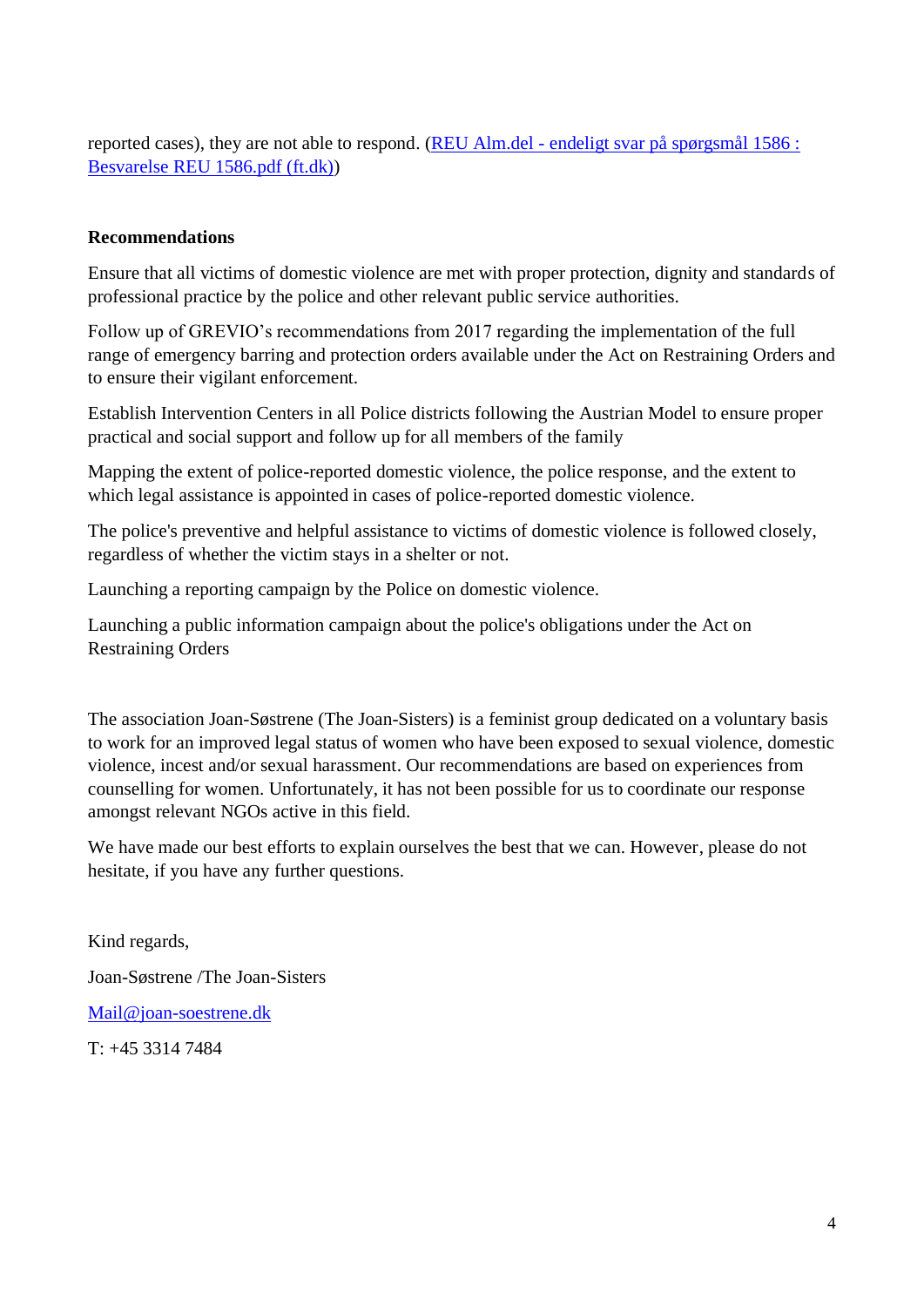reported cases), they are not able to respond. ([REU Alm.del - endeligt svar på spørgsmål 1586 : Besvarelse REU 1586.pdf (ft.dk)](REU Alm.del - endeligt svar på spørgsmål 1586 : Besvarelse REU 1586.pdf (ft.dk)))

**Recommendations**

Ensure that all victims of domestic violence are met with proper protection, dignity and standards of professional practice by the police and other relevant public service authorities.

Follow up of GREVIO's recommendations from 2017 regarding the implementation of the full range of emergency barring and protection orders available under the Act on Restraining Orders and to ensure their vigilant enforcement.

Establish Intervention Centers in all Police districts following the Austrian Model to ensure proper practical and social support and follow up for all members of the family

Mapping the extent of police-reported domestic violence, the police response, and the extent to which legal assistance is appointed in cases of police-reported domestic violence.

The police's preventive and helpful assistance to victims of domestic violence is followed closely, regardless of whether the victim stays in a shelter or not.

Launching a reporting campaign by the Police on domestic violence.

Launching a public information campaign about the police's obligations under the Act on Restraining Orders

The association Joan-Søstrene (The Joan-Sisters) is a feminist group dedicated on a voluntary basis to work for an improved legal status of women who have been exposed to sexual violence, domestic violence, incest and/or sexual harassment. Our recommendations are based on experiences from counselling for women. Unfortunately, it has not been possible for us to coordinate our response amongst relevant NGOs active in this field.

We have made our best efforts to explain ourselves the best that we can. However, please do not hesitate, if you have any further questions.

Kind regards,

Joan-Søstrene /The Joan-Sisters

[Mail@joan-soestrene.dk](mailto:Mail@joan-soestrene.dk)

T: +45 3314 7484